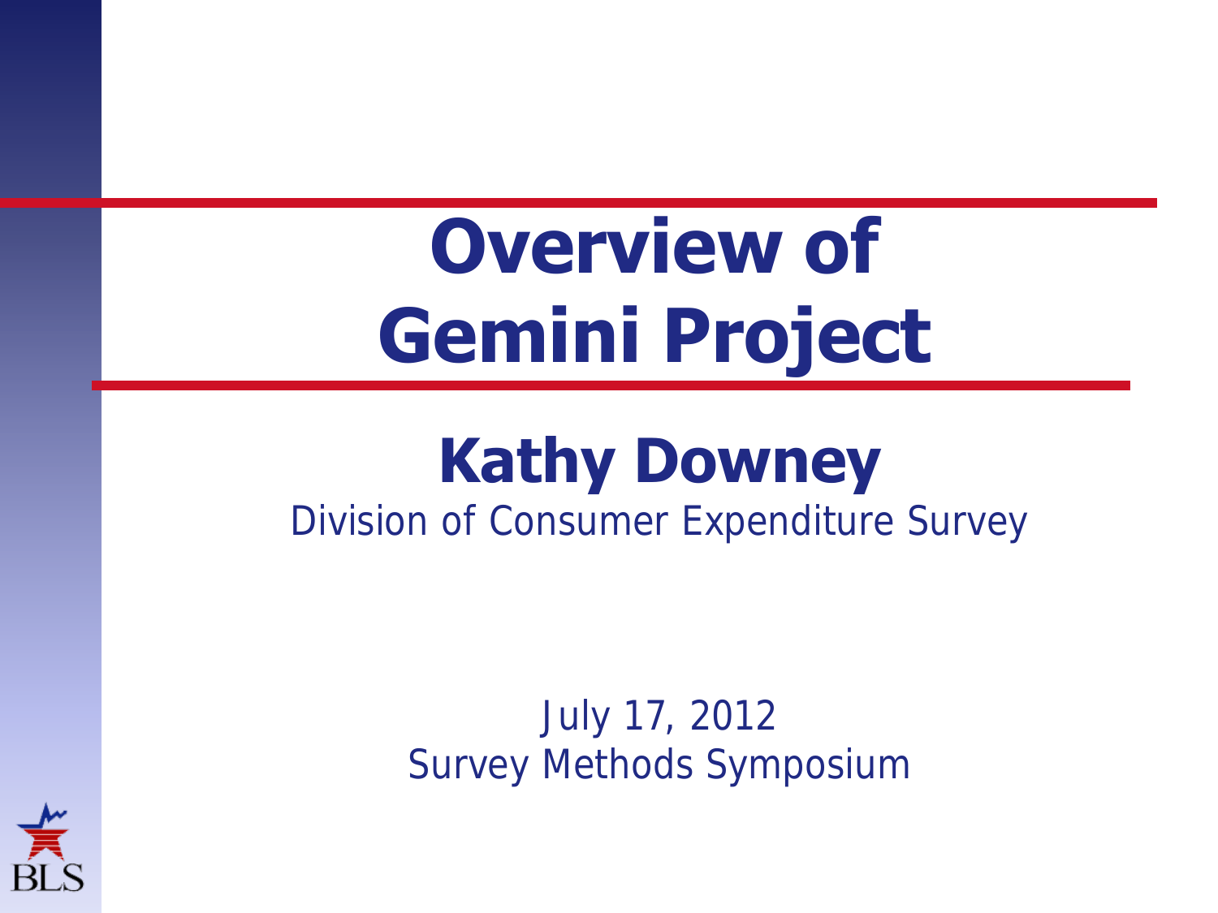# Overview of Gemini Project

## Kathy Downey

Division of Consumer Expenditure Survey

July 17, 2012

Survey Methods Symposium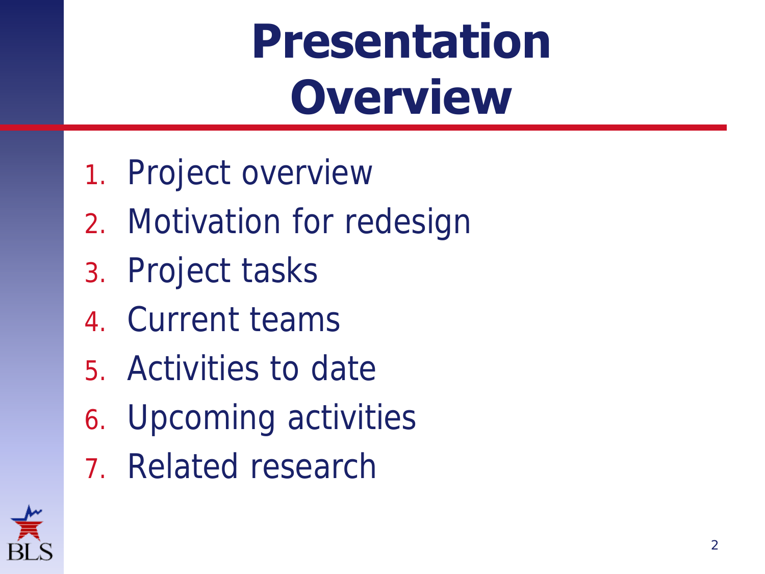# Presentation Overview

1. Project overview
2. Motivation for redesign
3. Project tasks
4. Current teams
5. Activities to date
6. Upcoming activities
7. Related research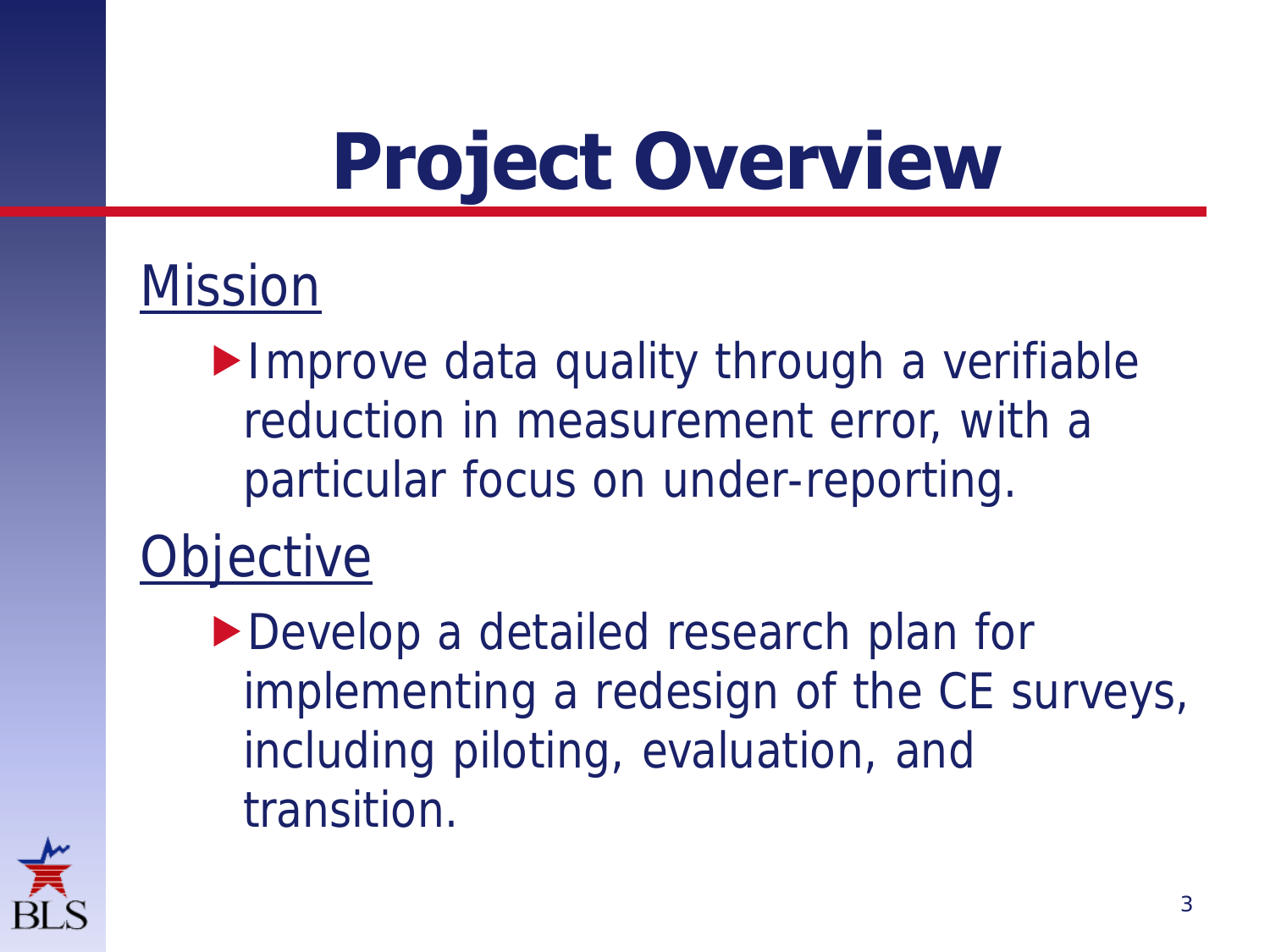# Project Overview

## Mission

- Improve data quality through a verifiable reduction in measurement error, with a particular focus on under-reporting.

## Objective

- Develop a detailed research plan for implementing a redesign of the CE surveys, including piloting, evaluation, and transition.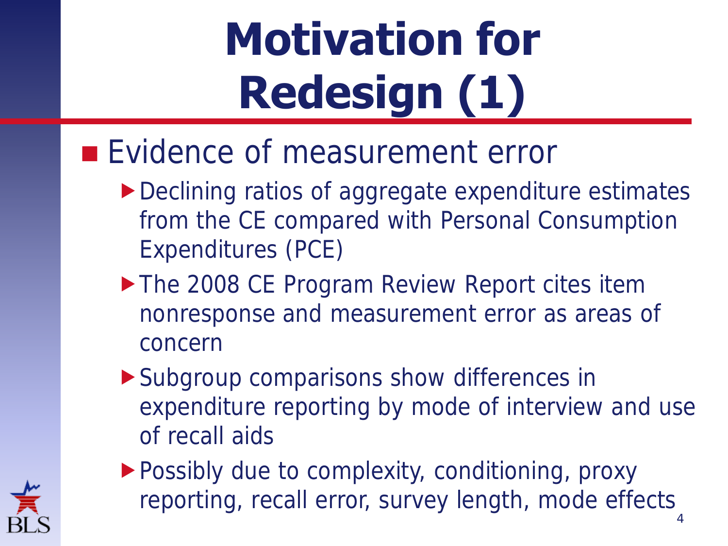# Motivation for Redesign (1)

- Evidence of measurement error
  - Declining ratios of aggregate expenditure estimates from the CE compared with Personal Consumption Expenditures (PCE)
  - The 2008 CE Program Review Report cites item nonresponse and measurement error as areas of concern
  - Subgroup comparisons show differences in expenditure reporting by mode of interview and use of recall aids
  - Possibly due to complexity, conditioning, proxy reporting, recall error, survey length, mode effects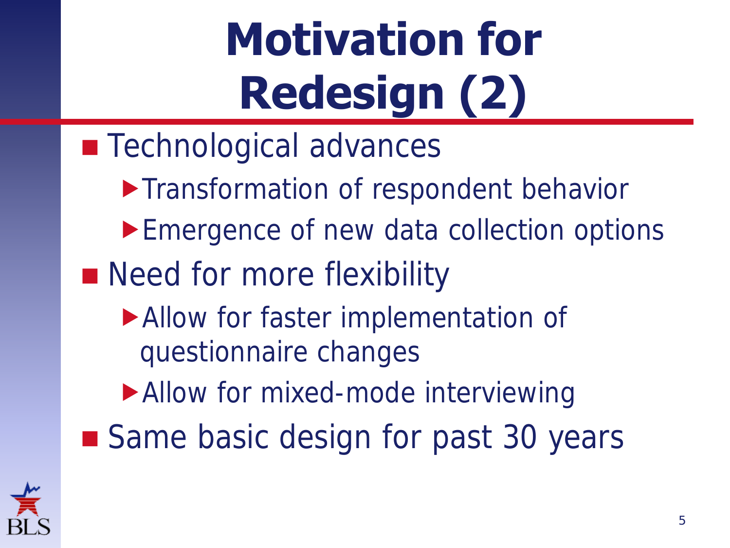# Motivation for Redesign (2)

- Technological advances
  - Transformation of respondent behavior
  - Emergence of new data collection options
- Need for more flexibility
  - Allow for faster implementation of questionnaire changes
  - Allow for mixed-mode interviewing
- Same basic design for past 30 years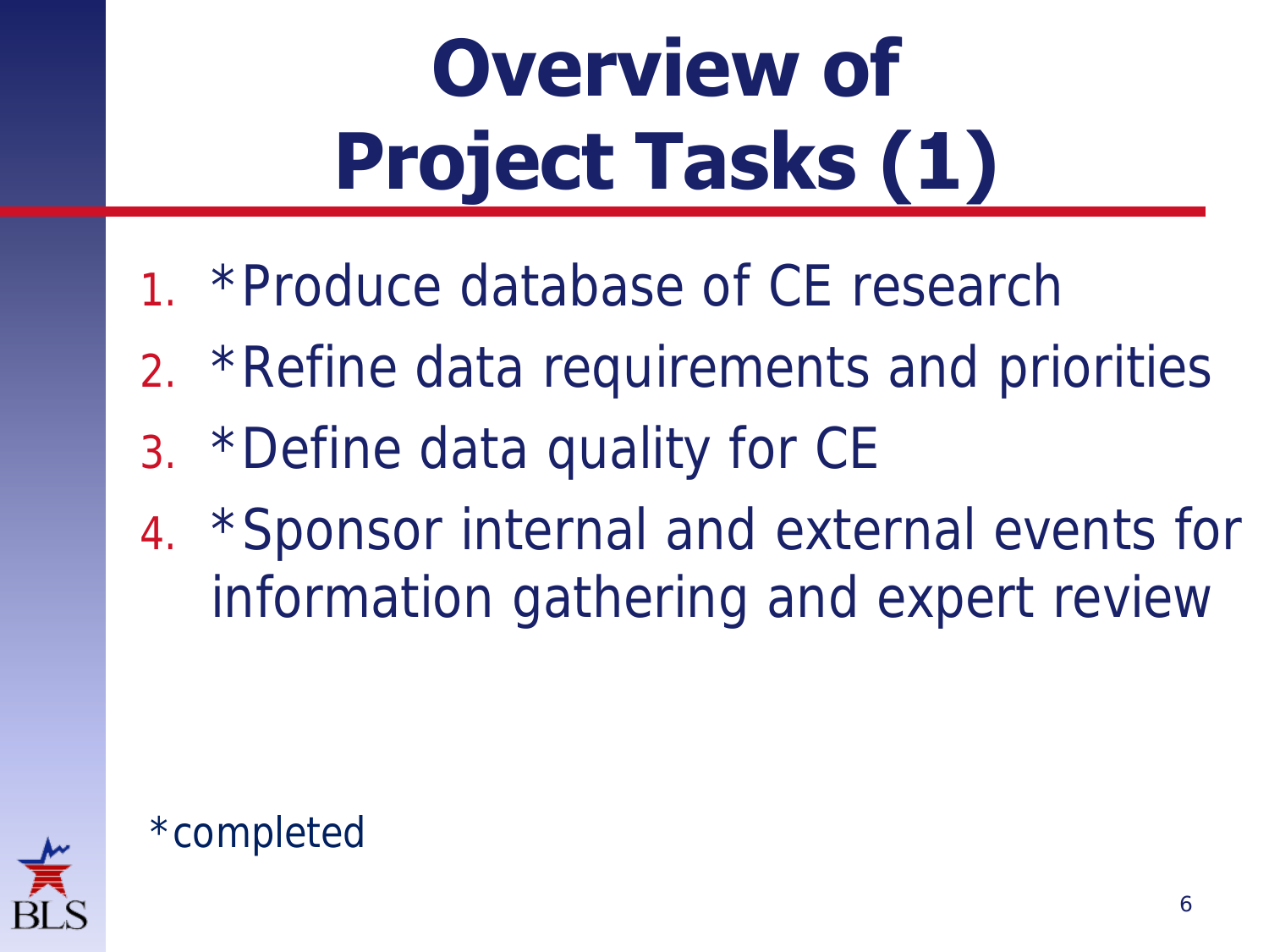# Overview of Project Tasks (1)

1. *Produce database of CE research
2. *Refine data requirements and priorities
3. *Define data quality for CE
4. *Sponsor internal and external events for information gathering and expert review

*completed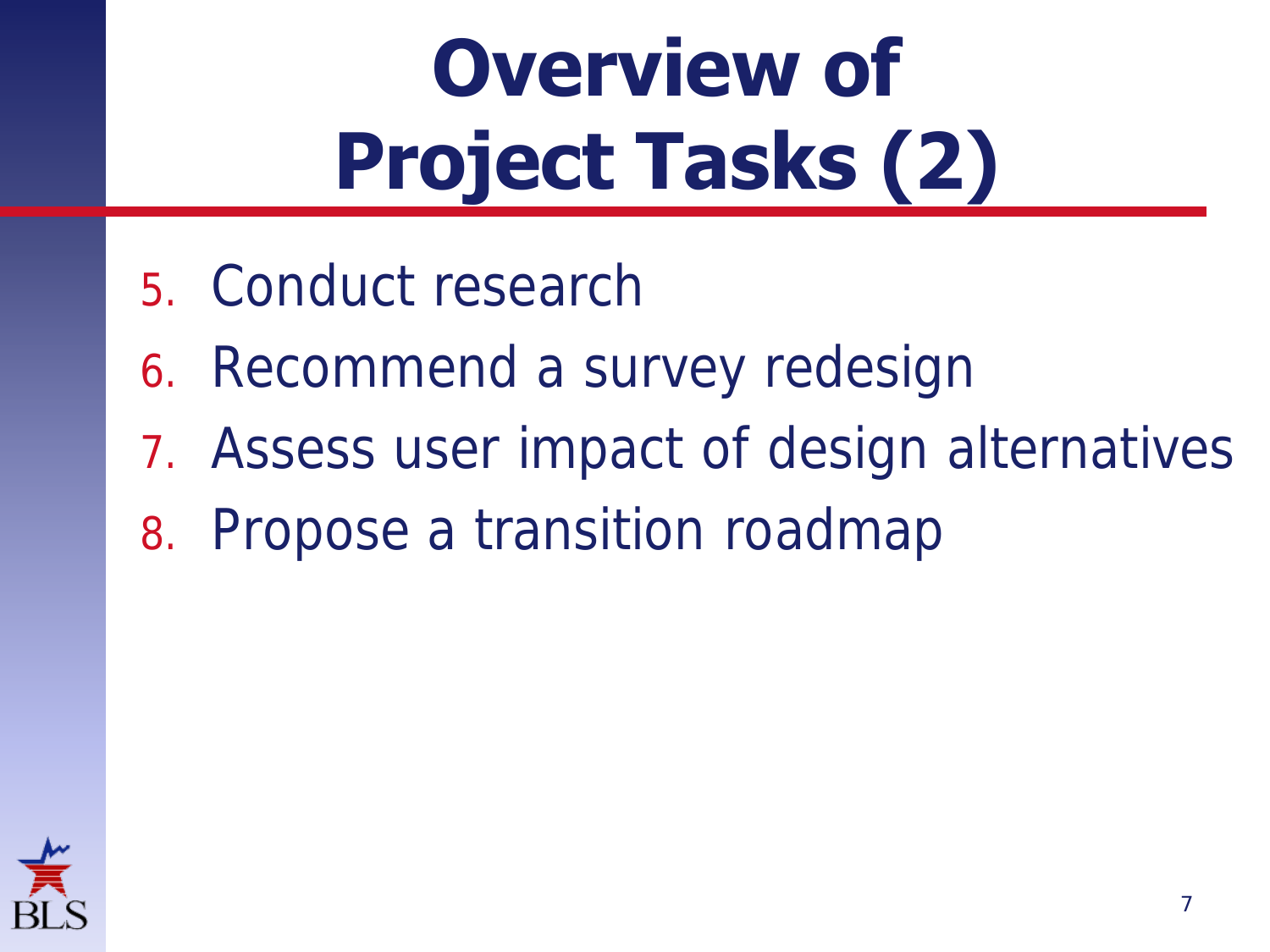# Overview of Project Tasks (2)

5. Conduct research
6. Recommend a survey redesign
7. Assess user impact of design alternatives
8. Propose a transition roadmap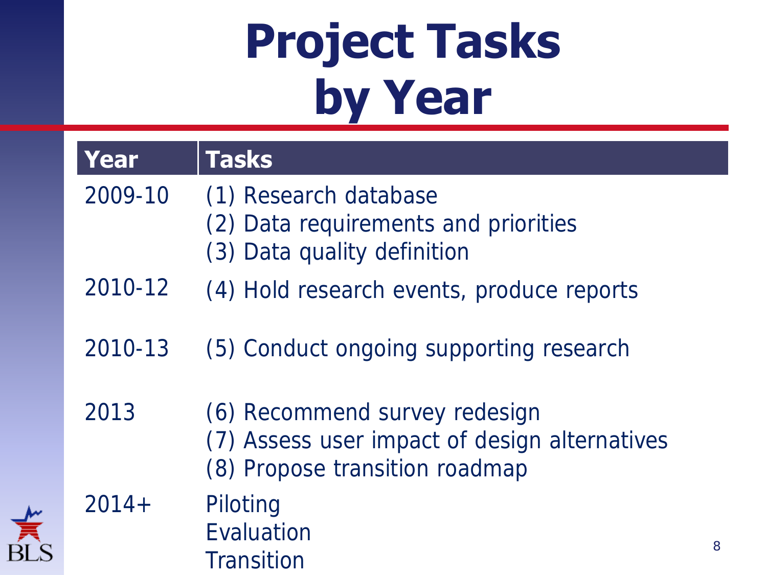# Project Tasks by Year

| Year | Tasks |
|---|---|
| 2009-10 | (1) Research database<br>(2) Data requirements and priorities<br>(3) Data quality definition |
| 2010-12 | (4) Hold research events, produce reports |
| 2010-13 | (5) Conduct ongoing supporting research |
| 2013 | (6) Recommend survey redesign<br>(7) Assess user impact of design alternatives<br>(8) Propose transition roadmap |
| 2014+ | Piloting<br>Evaluation<br>Transition |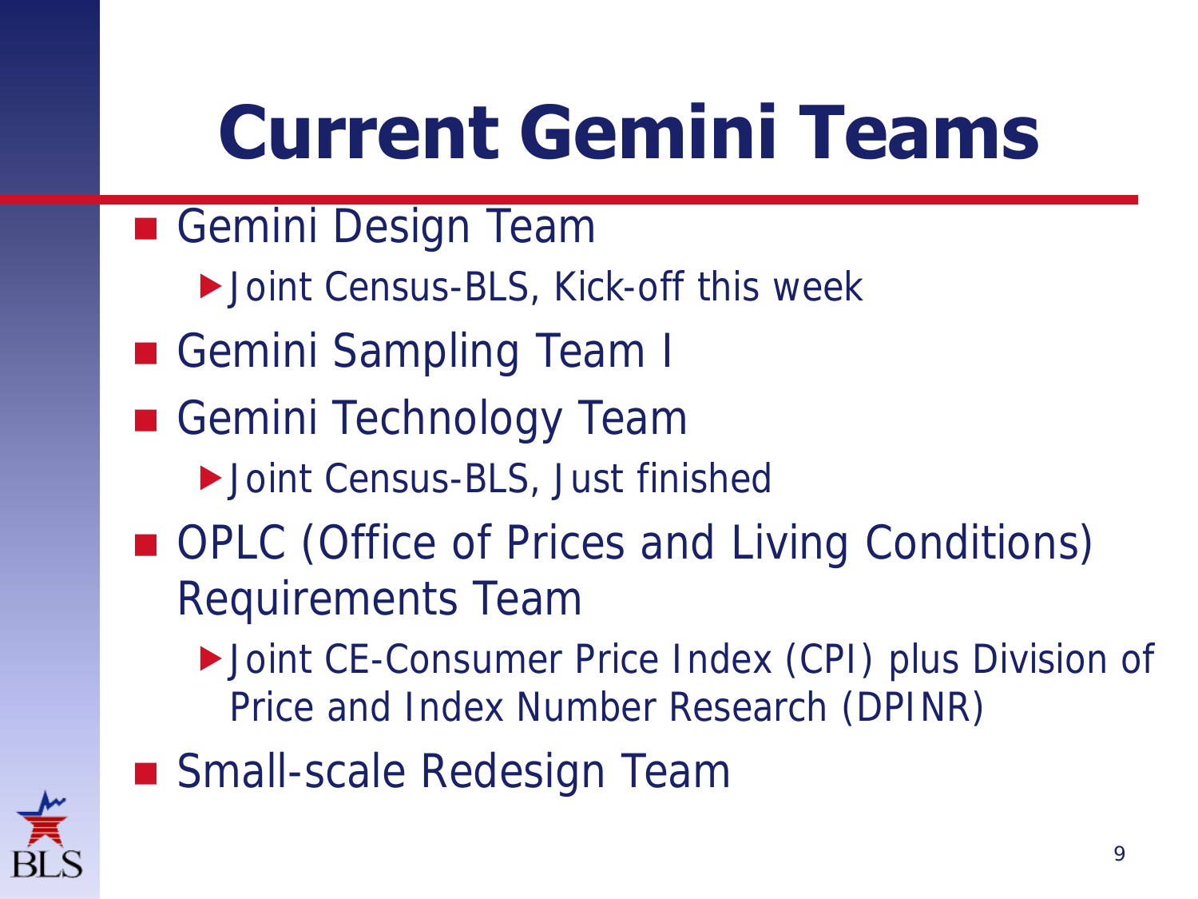# Current Gemini Teams

- Gemini Design Team
  - Joint Census-BLS, Kick-off this week
- Gemini Sampling Team I
- Gemini Technology Team
  - Joint Census-BLS, Just finished
- OPLC (Office of Prices and Living Conditions) Requirements Team
  - Joint CE-Consumer Price Index (CPI) plus Division of Price and Index Number Research (DPINR)
- Small-scale Redesign Team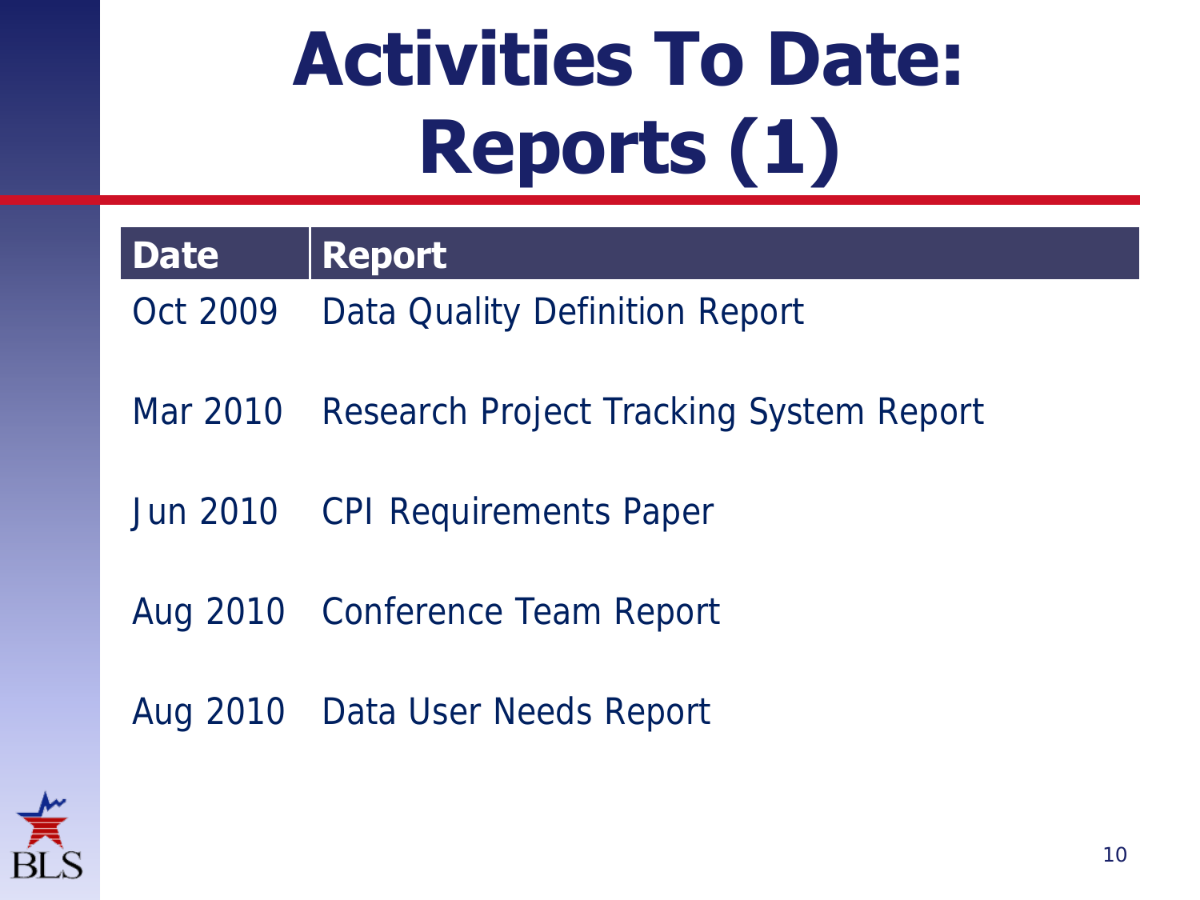# Activities To Date: Reports (1)

| Date | Report |
|---|---|
| Oct 2009 | Data Quality Definition Report |
| Mar 2010 | Research Project Tracking System Report |
| Jun 2010 | CPI Requirements Paper |
| Aug 2010 | Conference Team Report |
| Aug 2010 | Data User Needs Report |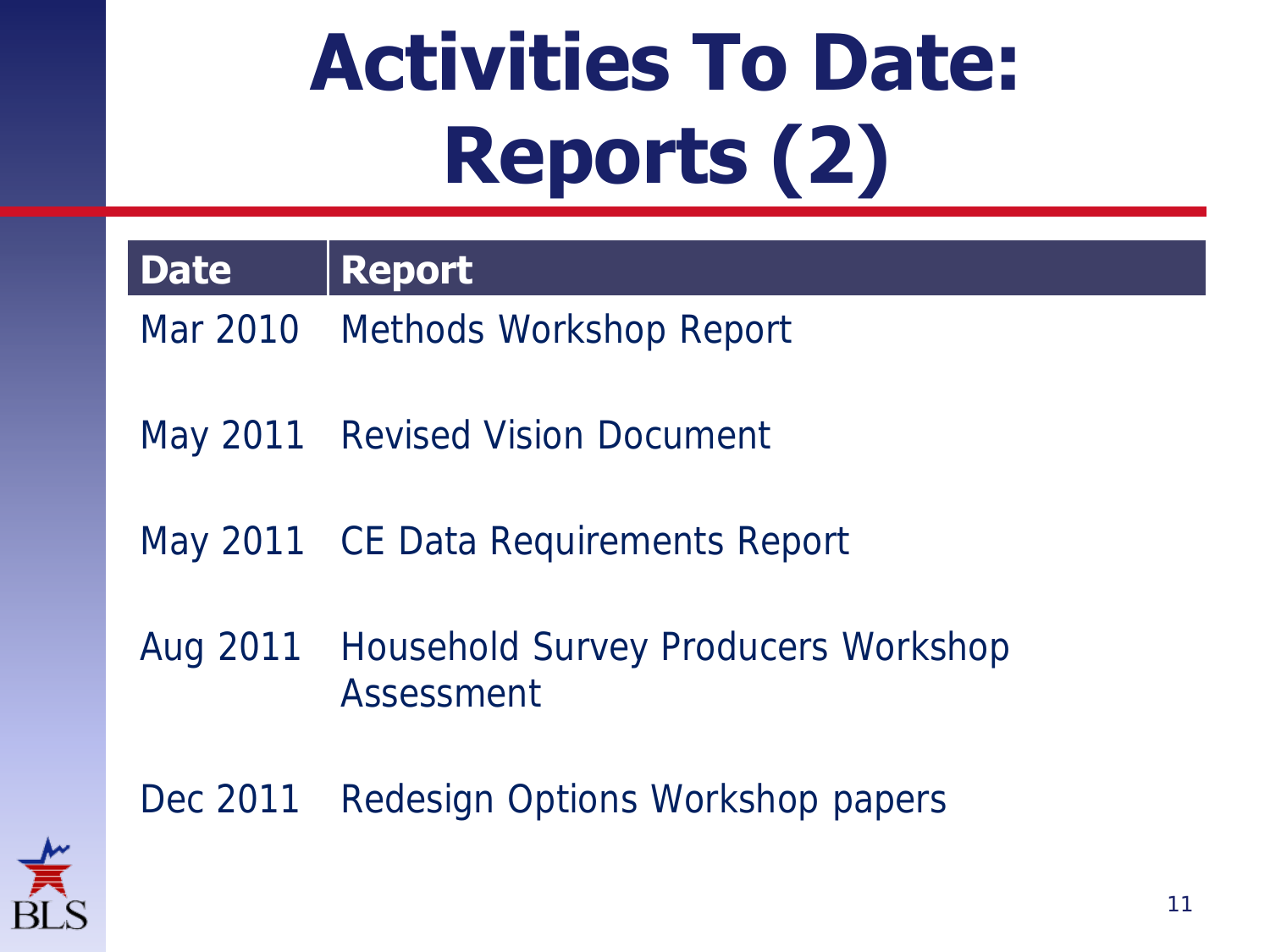# Activities To Date: Reports (2)

| Date | Report |
|---|---|
| Mar 2010 | Methods Workshop Report |
| May 2011 | Revised Vision Document |
| May 2011 | CE Data Requirements Report |
| Aug 2011 | Household Survey Producers Workshop Assessment |
| Dec 2011 | Redesign Options Workshop papers |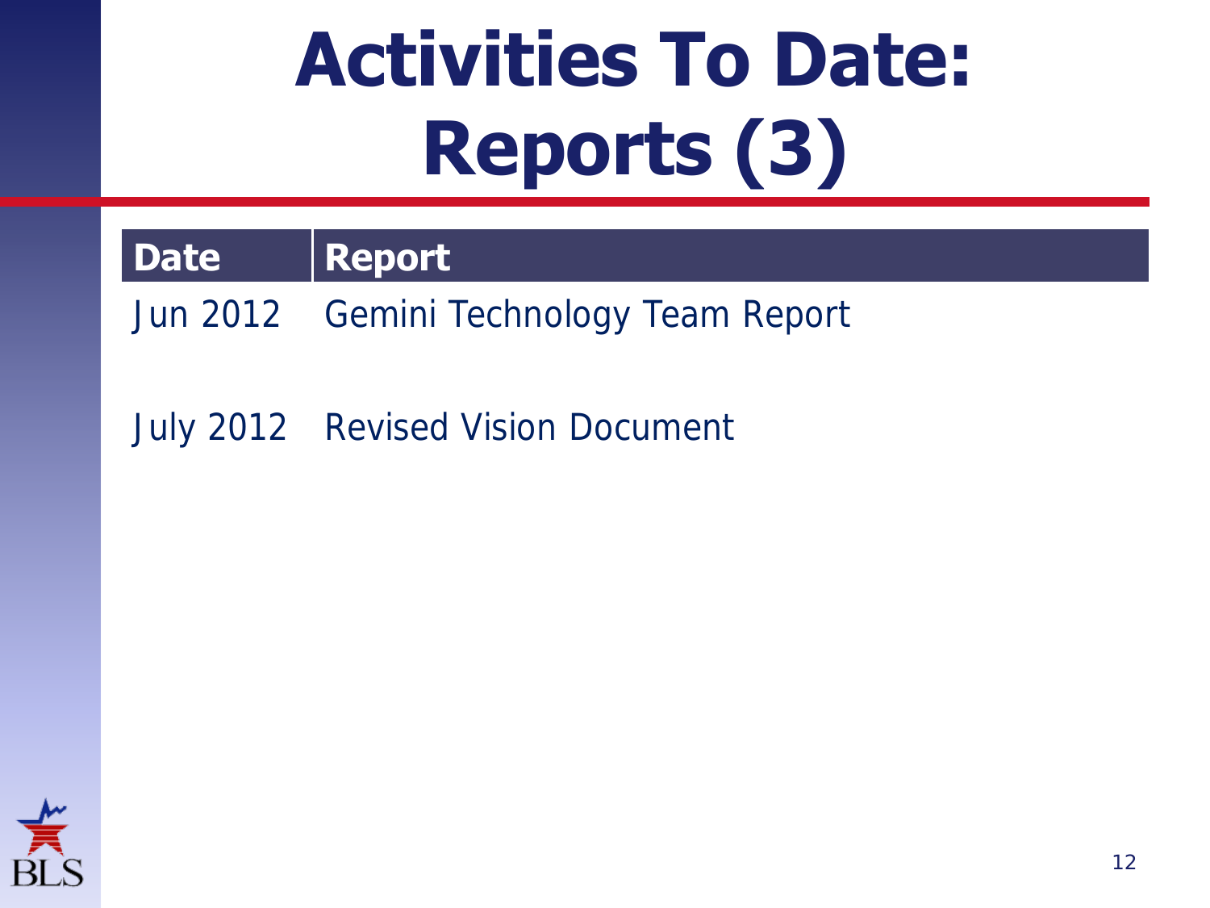# Activities To Date: Reports (3)

| Date | Report |
|---|---|
| Jun 2012 | Gemini Technology Team Report |
| July 2012 | Revised Vision Document |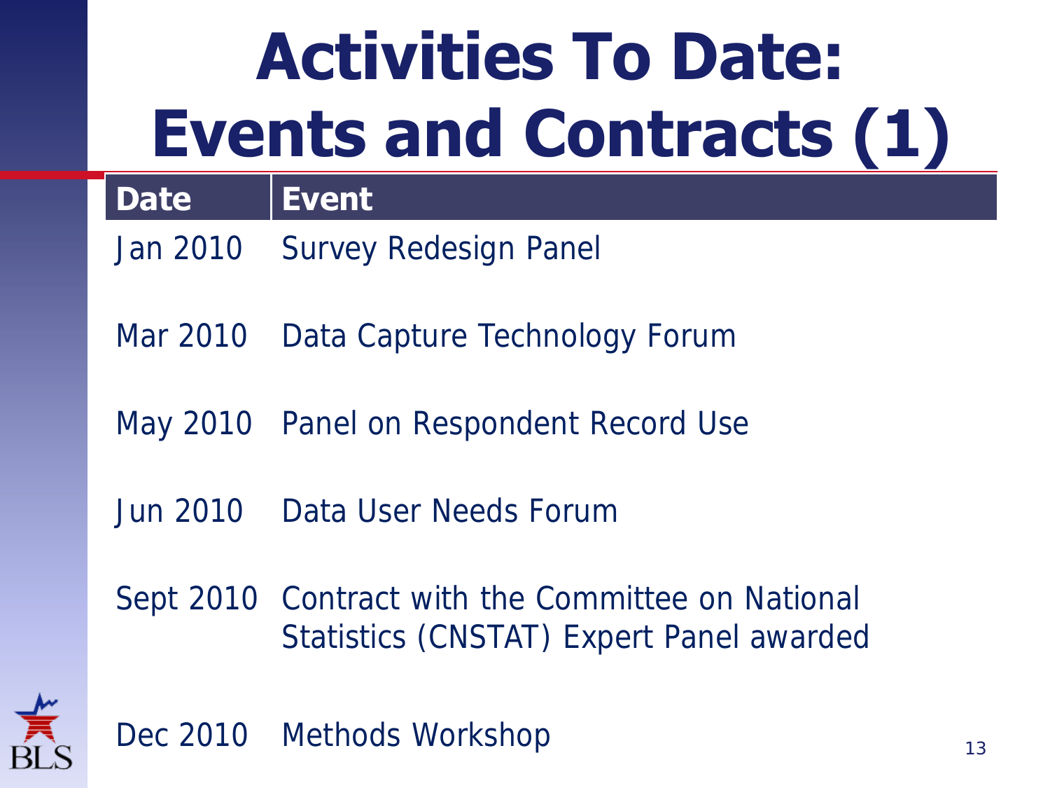# Activities To Date: Events and Contracts (1)

| Date | Event |
|---|---|
| Jan 2010 | Survey Redesign Panel |
| Mar 2010 | Data Capture Technology Forum |
| May 2010 | Panel on Respondent Record Use |
| Jun 2010 | Data User Needs Forum |
| Sept 2010 | Contract with the Committee on National Statistics (CNSTAT) Expert Panel awarded |
| Dec 2010 | Methods Workshop |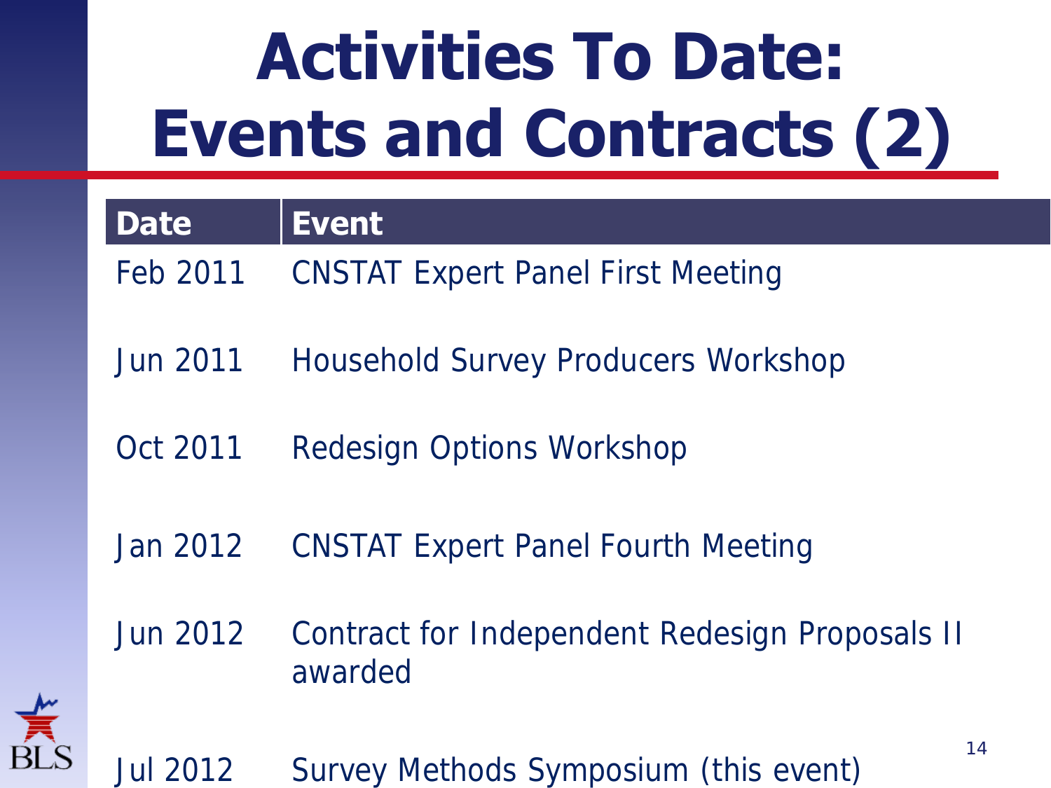# Activities To Date: Events and Contracts (2)

| Date | Event |
|---|---|
| Feb 2011 | CNSTAT Expert Panel First Meeting |
| Jun 2011 | Household Survey Producers Workshop |
| Oct 2011 | Redesign Options Workshop |
| Jan 2012 | CNSTAT Expert Panel Fourth Meeting |
| Jun 2012 | Contract for Independent Redesign Proposals II awarded |
| Jul 2012 | Survey Methods Symposium (this event) |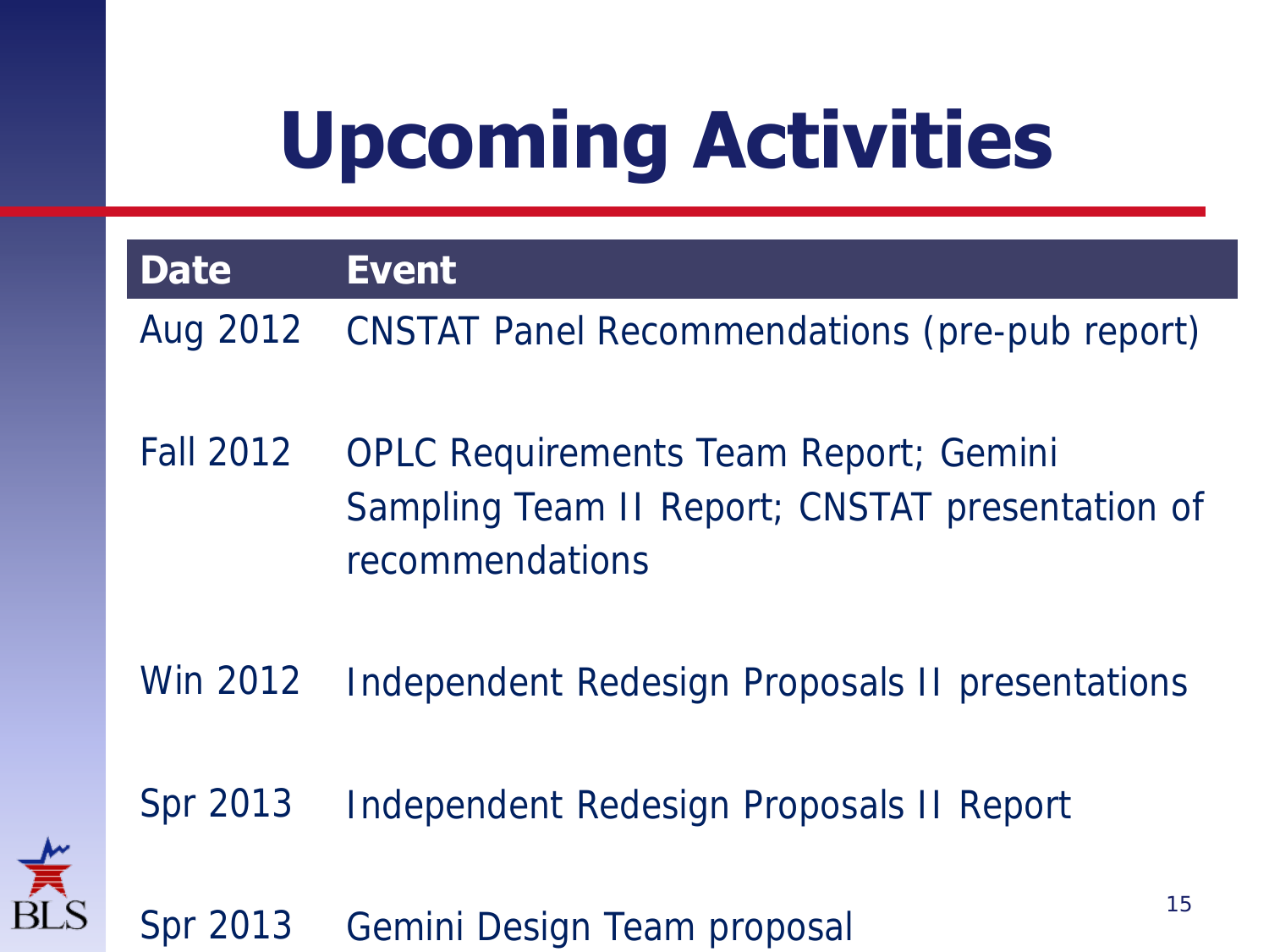# Upcoming Activities

| Date | Event |
|---|---|
| Aug 2012 | CNSTAT Panel Recommendations (pre-pub report) |
| Fall 2012 | OPLC Requirements Team Report; Gemini Sampling Team II Report; CNSTAT presentation of recommendations |
| Win 2012 | Independent Redesign Proposals II presentations |
| Spr 2013 | Independent Redesign Proposals II Report |
| Spr 2013 | Gemini Design Team proposal |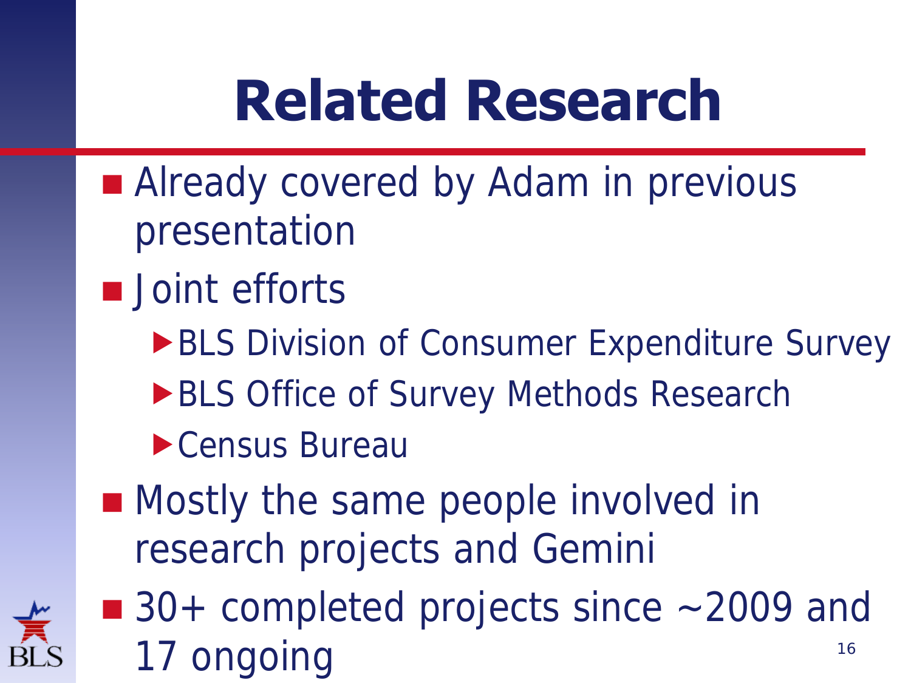# Related Research

- Already covered by Adam in previous presentation
- Joint efforts
  - BLS Division of Consumer Expenditure Survey
  - BLS Office of Survey Methods Research
  - Census Bureau
- Mostly the same people involved in research projects and Gemini
- 30+ completed projects since ~2009 and 17 ongoing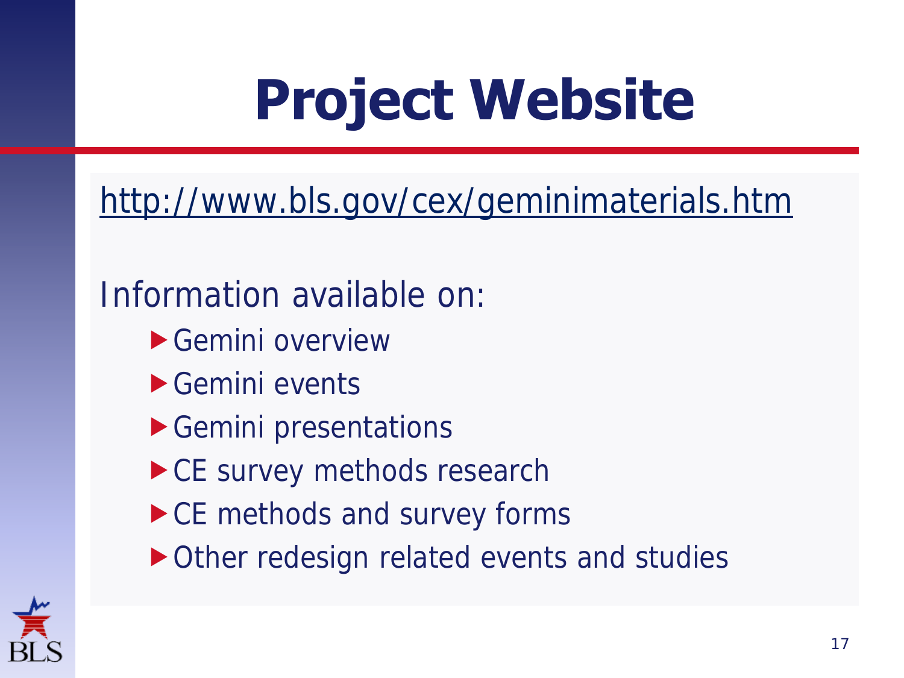# Project Website

http://www.bls.gov/cex/geminimaterials.htm

Information available on:

- Gemini overview
- Gemini events
- Gemini presentations
- CE survey methods research
- CE methods and survey forms
- Other redesign related events and studies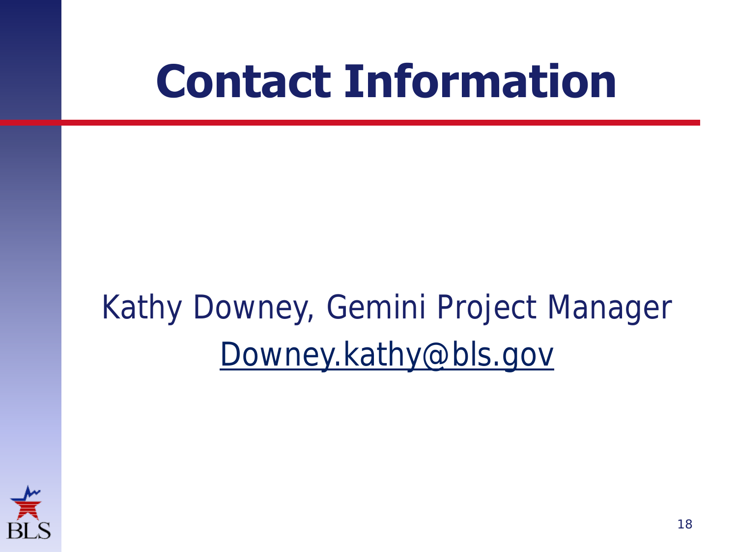# Contact Information

Kathy Downey, Gemini Project Manager

Downey.kathy@bls.gov